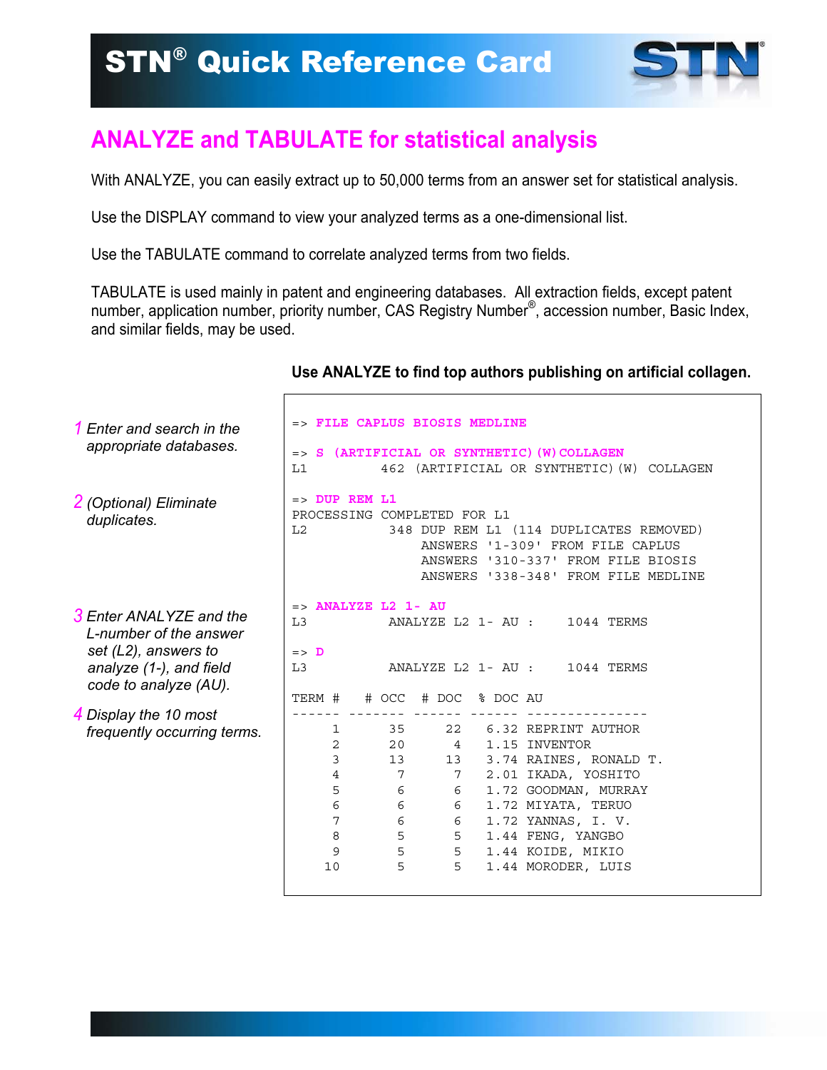# STN® Quick Reference Card

## ANALYZE and TABULATE for statistical analysis

With ANALYZE, you can easily extract up to 50,000 terms from an answer set for statistical analysis.

Use the DISPLAY command to view your analyzed terms as a one-dimensional list.

Use the TABULATE command to correlate analyzed terms from two fields.

TABULATE is used mainly in patent and engineering databases. All extraction fields, except patent number, application number, priority number, CAS Registry Number®, accession number, Basic Index, and similar fields, may be used.

**Use ANALYZE to find top authors publishing on artificial collagen.**

*1 Enter and search in the appropriate databases.*

*2 (Optional) Eliminate duplicates.*

*3 Enter ANALYZE and the L-number of the answer set (L2), answers to analyze (1-), and field code to analyze (AU).*

*4 Display the 10 most frequently occurring terms.*

```
=> FILE CAPLUS BIOSIS MEDLINE

=> S (ARTIFICIAL OR SYNTHETIC)(W)COLLAGEN
L1         462 (ARTIFICIAL OR SYNTHETIC)(W) COLLAGEN

=> DUP REM L1
PROCESSING COMPLETED FOR L1
L2          348 DUP REM L1 (114 DUPLICATES REMOVED)
                ANSWERS '1-309' FROM FILE CAPLUS
                ANSWERS '310-337' FROM FILE BIOSIS
                ANSWERS '338-348' FROM FILE MEDLINE

=> ANALYZE L2 1- AU
L3          ANALYZE L2 1- AU :    1044 TERMS

=> D
L3          ANALYZE L2 1- AU :    1044 TERMS

TERM #   # OCC  # DOC   % DOC AU
------ ------- ------ ------ ---------------
     1      35     22   6.32 REPRINT AUTHOR
     2      20      4   1.15 INVENTOR
     3      13     13   3.74 RAINES, RONALD T.
     4       7      7   2.01 IKADA, YOSHITO
     5       6      6   1.72 GOODMAN, MURRAY
     6       6      6   1.72 MIYATA, TERUO
     7       6      6   1.72 YANNAS, I. V.
     8       5      5   1.44 FENG, YANGBO
     9       5      5   1.44 KOIDE, MIKIO
    10       5      5   1.44 MORODER, LUIS
```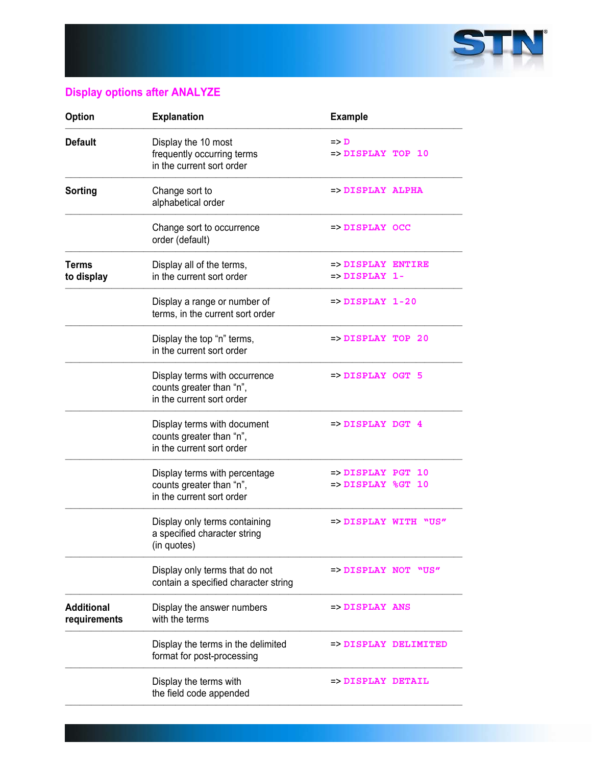## Display options after ANALYZE

| Option | Explanation | Example |
|---|---|---|
| **Default** | Display the 10 most frequently occurring terms in the current sort order | => D<br>=> DISPLAY TOP 10 |
| **Sorting** | Change sort to alphabetical order | => DISPLAY ALPHA |
| | Change sort to occurrence order (default) | => DISPLAY OCC |
| **Terms to display** | Display all of the terms, in the current sort order | => DISPLAY ENTIRE<br>=> DISPLAY 1- |
| | Display a range or number of terms, in the current sort order | => DISPLAY 1-20 |
| | Display the top “n” terms, in the current sort order | => DISPLAY TOP 20 |
| | Display terms with occurrence counts greater than “n”, in the current sort order | => DISPLAY OGT 5 |
| | Display terms with document counts greater than “n”, in the current sort order | => DISPLAY DGT 4 |
| | Display terms with percentage counts greater than “n”, in the current sort order | => DISPLAY PGT 10<br>=> DISPLAY %GT 10 |
| | Display only terms containing a specified character string (in quotes) | => DISPLAY WITH “US” |
| | Display only terms that do not contain a specified character string | => DISPLAY NOT “US” |
| **Additional requirements** | Display the answer numbers with the terms | => DISPLAY ANS |
| | Display the terms in the delimited format for post-processing | => DISPLAY DELIMITED |
| | Display the terms with the field code appended | => DISPLAY DETAIL |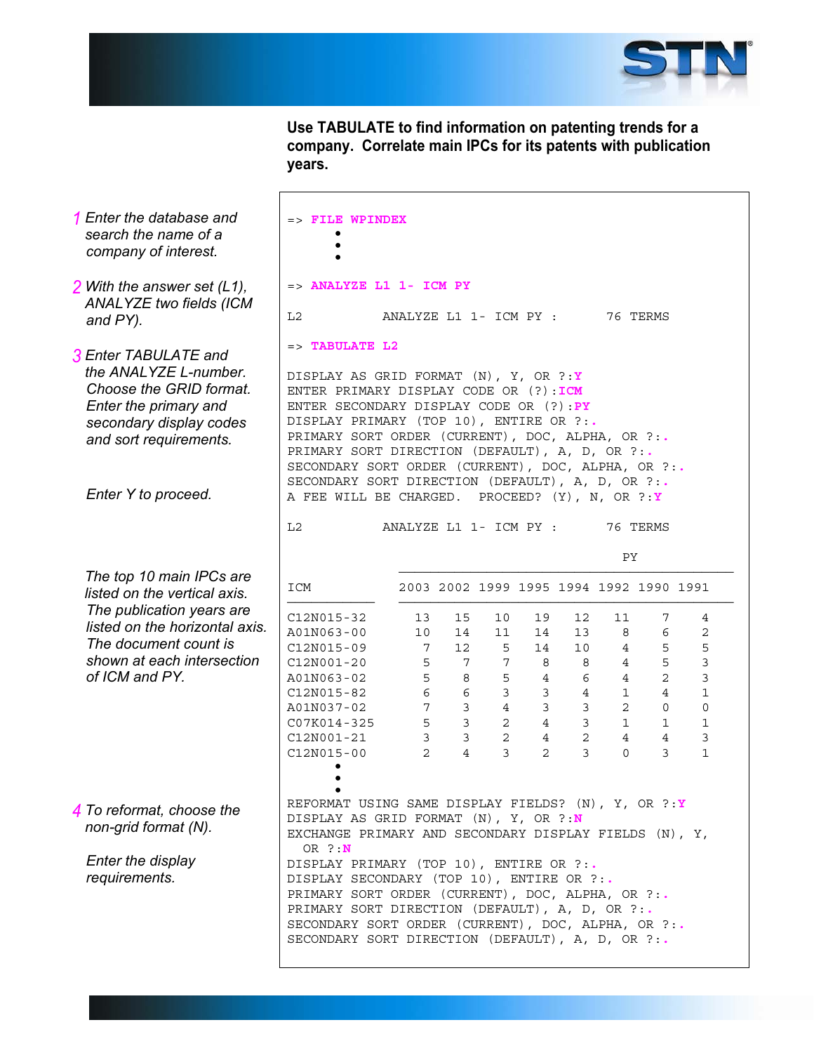**Use TABULATE to find information on patenting trends for a company. Correlate main IPCs for its patents with publication years.**

1 *Enter the database and search the name of a company of interest.*

```
=> FILE WPINDEX
      •
      •
      •
```

2 *With the answer set (L1), ANALYZE two fields (ICM and PY).*

```
=> ANALYZE L1 1- ICM PY

L2          ANALYZE L1 1- ICM PY :      76 TERMS
```

3 *Enter TABULATE and the ANALYZE L-number. Choose the GRID format. Enter the primary and secondary display codes and sort requirements.*

*Enter Y to proceed.*

```
=> TABULATE L2

DISPLAY AS GRID FORMAT (N), Y, OR ?:Y
ENTER PRIMARY DISPLAY CODE OR (?):ICM
ENTER SECONDARY DISPLAY CODE OR (?):PY
DISPLAY PRIMARY (TOP 10), ENTIRE OR ?:.
PRIMARY SORT ORDER (CURRENT), DOC, ALPHA, OR ?:.
PRIMARY SORT DIRECTION (DEFAULT), A, D, OR ?:.
SECONDARY SORT ORDER (CURRENT), DOC, ALPHA, OR ?:.
SECONDARY SORT DIRECTION (DEFAULT), A, D, OR ?:.
A FEE WILL BE CHARGED.  PROCEED? (Y), N, OR ?:Y

L2          ANALYZE L1 1- ICM PY :      76 TERMS
```

*The top 10 main IPCs are listed on the vertical axis. The publication years are listed on the horizontal axis. The document count is shown at each intersection of ICM and PY.*

| ICM | PY | | | | | | | |
|---|---|---|---|---|---|---|---|---|
| | 2003 | 2002 | 1999 | 1995 | 1994 | 1992 | 1990 | 1991 |
| C12N015-32 | 13 | 15 | 10 | 19 | 12 | 11 | 7 | 4 |
| A01N063-00 | 10 | 14 | 11 | 14 | 13 | 8 | 6 | 2 |
| C12N015-09 | 7 | 12 | 5 | 14 | 10 | 4 | 5 | 5 |
| C12N001-20 | 5 | 7 | 7 | 8 | 8 | 4 | 5 | 3 |
| A01N063-02 | 5 | 8 | 5 | 4 | 6 | 4 | 2 | 3 |
| C12N015-82 | 6 | 6 | 3 | 3 | 4 | 1 | 4 | 1 |
| A01N037-02 | 7 | 3 | 4 | 3 | 3 | 2 | 0 | 0 |
| C07K014-325 | 5 | 3 | 2 | 4 | 3 | 1 | 1 | 1 |
| C12N001-21 | 3 | 3 | 2 | 4 | 2 | 4 | 4 | 3 |
| C12N015-00 | 2 | 4 | 3 | 2 | 3 | 0 | 3 | 1 |

```
      •
      •
      •
```

4 *To reformat, choose the non-grid format (N).*

*Enter the display requirements.*

```
REFORMAT USING SAME DISPLAY FIELDS? (N), Y, OR ?:Y
DISPLAY AS GRID FORMAT (N), Y, OR ?:N
EXCHANGE PRIMARY AND SECONDARY DISPLAY FIELDS (N), Y,
  OR ?:N
DISPLAY PRIMARY (TOP 10), ENTIRE OR ?:.
DISPLAY SECONDARY (TOP 10), ENTIRE OR ?:.
PRIMARY SORT ORDER (CURRENT), DOC, ALPHA, OR ?:.
PRIMARY SORT DIRECTION (DEFAULT), A, D, OR ?:.
SECONDARY SORT ORDER (CURRENT), DOC, ALPHA, OR ?:.
SECONDARY SORT DIRECTION (DEFAULT), A, D, OR ?:.
```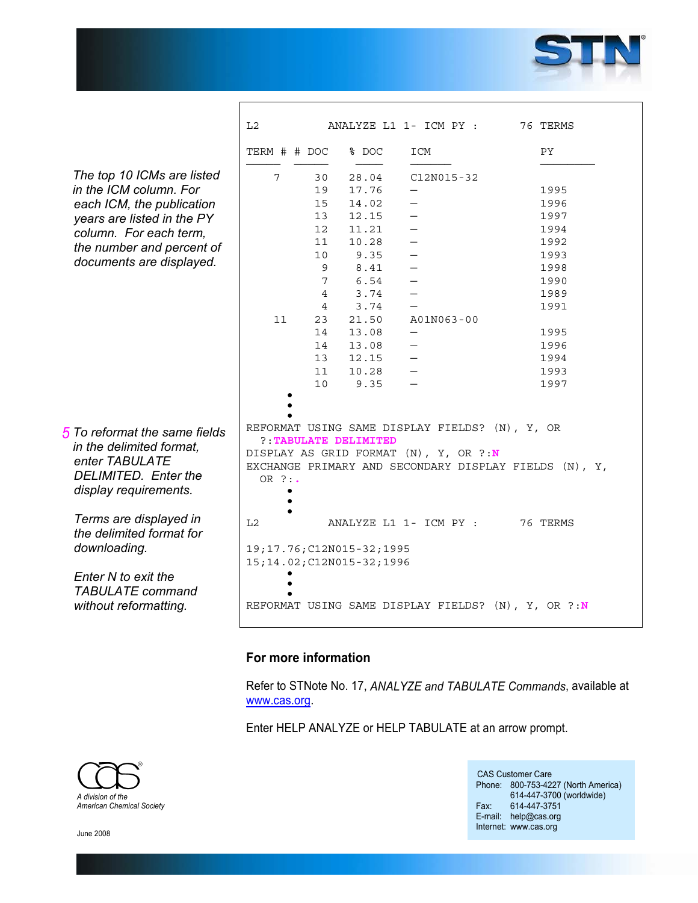*The top 10 ICMs are listed in the ICM column. For each ICM, the publication years are listed in the PY column. For each term, the number and percent of documents are displayed.*

```
L2          ANALYZE L1 1- ICM PY :      76 TERMS

TERM #  # DOC   % DOC    ICM                PY
______  _____   _____    ______           ________
    7      30   28.04    C12N015-32
           19   17.76    —                  1995
           15   14.02    —                  1996
           13   12.15    —                  1997
           12   11.21    —                  1994
           11   10.28    —                  1992
           10    9.35    —                  1993
            9    8.41    —                  1998
            7    6.54    —                  1990
            4    3.74    —                  1989
            4    3.74    —                  1991
   11      23   21.50    A01N063-00
           14   13.08    —                  1995
           14   13.08    —                  1996
           13   12.15    —                  1994
           11   10.28    —                  1993
           10    9.35    —                  1997
      •
      •
      •
REFORMAT USING SAME DISPLAY FIELDS? (N), Y, OR
  ?:TABULATE DELIMITED
DISPLAY AS GRID FORMAT (N), Y, OR ?:N
EXCHANGE PRIMARY AND SECONDARY DISPLAY FIELDS (N), Y,
  OR ?:.
      •
      •
      •
L2          ANALYZE L1 1- ICM PY :      76 TERMS

19;17.76;C12N015-32;1995
15;14.02;C12N015-32;1996
      •
      •
      •
REFORMAT USING SAME DISPLAY FIELDS? (N), Y, OR ?:N
```

5 *To reformat the same fields in the delimited format, enter TABULATE DELIMITED. Enter the display requirements.*

*Terms are displayed in the delimited format for downloading.*

*Enter N to exit the TABULATE command without reformatting.*

## For more information

Refer to STNote No. 17, *ANALYZE and TABULATE Commands*, available at www.cas.org.

Enter HELP ANALYZE or HELP TABULATE at an arrow prompt.

CAS
*A division of the American Chemical Society*

June 2008

CAS Customer Care
Phone: 800-753-4227 (North America)
614-447-3700 (worldwide)
Fax: 614-447-3751
E-mail: help@cas.org
Internet: www.cas.org